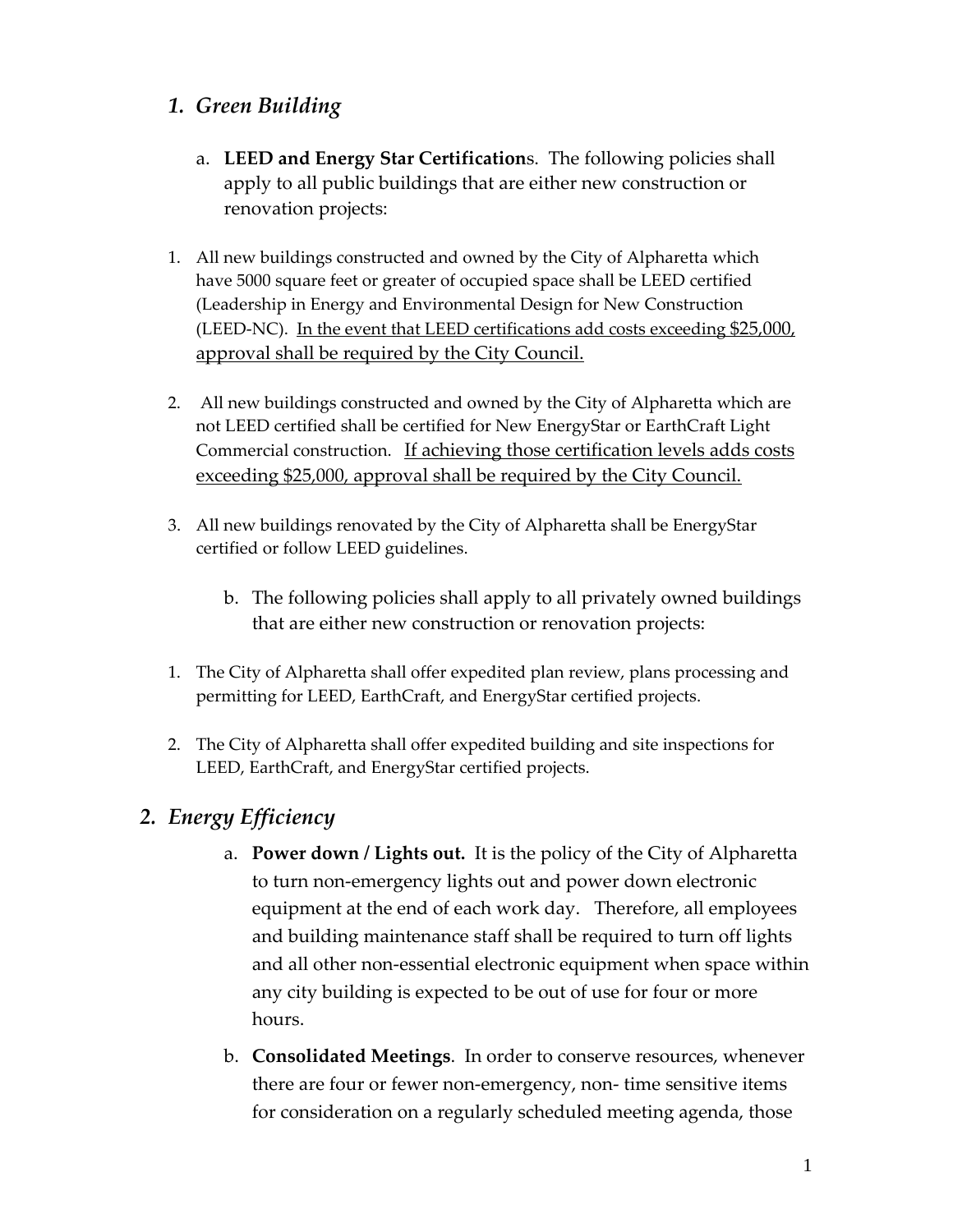## *1. Green Building*

a. **LEED and Energy Star Certification**s. The following policies shall apply to all public buildings that are either new construction or renovation projects:

1. All new buildings constructed and owned by the City of Alpharetta which have 5000 square feet or greater of occupied space shall be LEED certified (Leadership in Energy and Environmental Design for New Construction (LEED-NC). <u>In the event that LEED certifications add costs exceeding $25,000, approval shall be required by the City Council.</u>

2. All new buildings constructed and owned by the City of Alpharetta which are not LEED certified shall be certified for New EnergyStar or EarthCraft Light Commercial construction. <u>If achieving those certification levels adds costs exceeding $25,000, approval shall be required by the City Council.</u>

3. All new buildings renovated by the City of Alpharetta shall be EnergyStar certified or follow LEED guidelines.

b. The following policies shall apply to all privately owned buildings that are either new construction or renovation projects:

1. The City of Alpharetta shall offer expedited plan review, plans processing and permitting for LEED, EarthCraft, and EnergyStar certified projects.

2. The City of Alpharetta shall offer expedited building and site inspections for LEED, EarthCraft, and EnergyStar certified projects.

## *2. Energy Efficiency*

a. **Power down / Lights out.** It is the policy of the City of Alpharetta to turn non-emergency lights out and power down electronic equipment at the end of each work day. Therefore, all employees and building maintenance staff shall be required to turn off lights and all other non-essential electronic equipment when space within any city building is expected to be out of use for four or more hours.

b. **Consolidated Meetings**. In order to conserve resources, whenever there are four or fewer non-emergency, non- time sensitive items for consideration on a regularly scheduled meeting agenda, those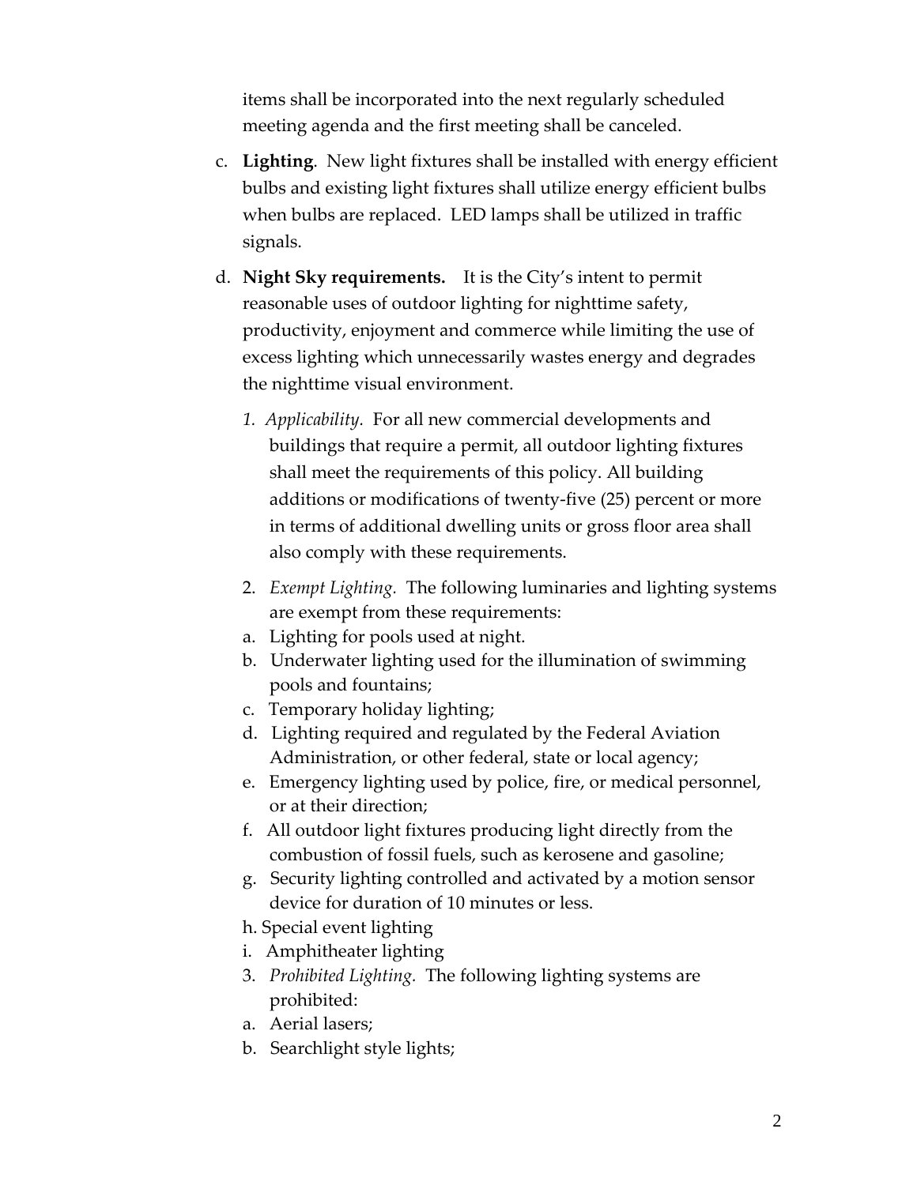items shall be incorporated into the next regularly scheduled meeting agenda and the first meeting shall be canceled.

c. **Lighting**. New light fixtures shall be installed with energy efficient bulbs and existing light fixtures shall utilize energy efficient bulbs when bulbs are replaced. LED lamps shall be utilized in traffic signals.

d. **Night Sky requirements.** It is the City's intent to permit reasonable uses of outdoor lighting for nighttime safety, productivity, enjoyment and commerce while limiting the use of excess lighting which unnecessarily wastes energy and degrades the nighttime visual environment.

1. *Applicability.* For all new commercial developments and buildings that require a permit, all outdoor lighting fixtures shall meet the requirements of this policy. All building additions or modifications of twenty-five (25) percent or more in terms of additional dwelling units or gross floor area shall also comply with these requirements.

2. *Exempt Lighting.* The following luminaries and lighting systems are exempt from these requirements:

a. Lighting for pools used at night.
b. Underwater lighting used for the illumination of swimming pools and fountains;
c. Temporary holiday lighting;
d. Lighting required and regulated by the Federal Aviation Administration, or other federal, state or local agency;
e. Emergency lighting used by police, fire, or medical personnel, or at their direction;
f. All outdoor light fixtures producing light directly from the combustion of fossil fuels, such as kerosene and gasoline;
g. Security lighting controlled and activated by a motion sensor device for duration of 10 minutes or less.
h. Special event lighting
i. Amphitheater lighting

3. *Prohibited Lighting.* The following lighting systems are prohibited:

a. Aerial lasers;
b. Searchlight style lights;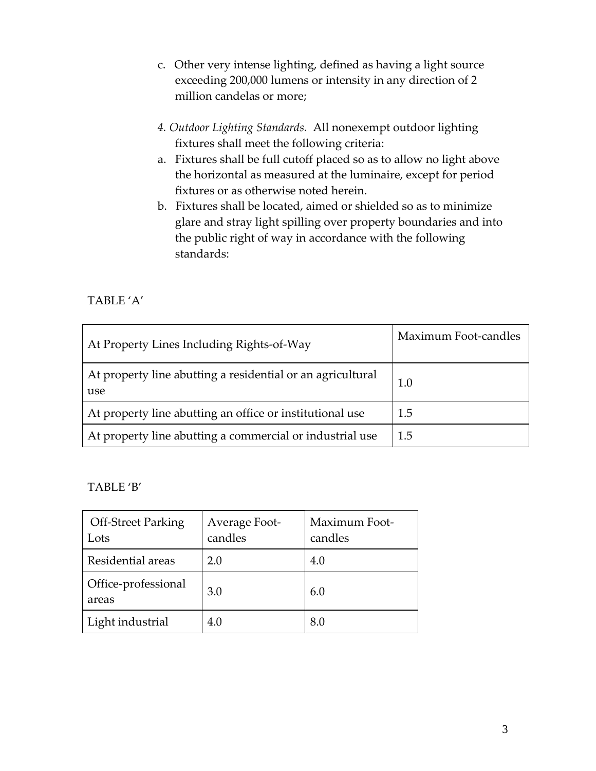c. Other very intense lighting, defined as having a light source exceeding 200,000 lumens or intensity in any direction of 2 million candelas or more;

*4. Outdoor Lighting Standards.* All nonexempt outdoor lighting fixtures shall meet the following criteria:

a. Fixtures shall be full cutoff placed so as to allow no light above the horizontal as measured at the luminaire, except for period fixtures or as otherwise noted herein.
b. Fixtures shall be located, aimed or shielded so as to minimize glare and stray light spilling over property boundaries and into the public right of way in accordance with the following standards:

TABLE 'A'

| At Property Lines Including Rights-of-Way | Maximum Foot-candles |
|---|---|
| At property line abutting a residential or an agricultural use | 1.0 |
| At property line abutting an office or institutional use | 1.5 |
| At property line abutting a commercial or industrial use | 1.5 |

TABLE 'B'

| Off-Street Parking Lots | Average Foot-candles | Maximum Foot-candles |
|---|---|---|
| Residential areas | 2.0 | 4.0 |
| Office-professional areas | 3.0 | 6.0 |
| Light industrial | 4.0 | 8.0 |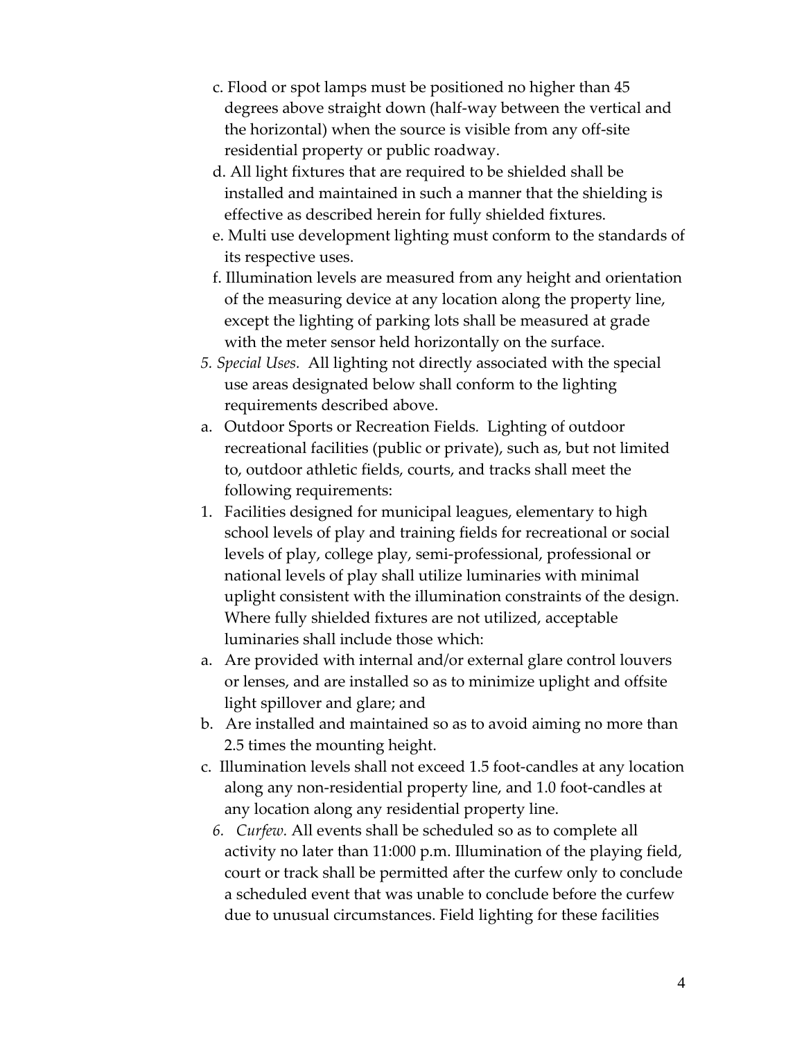c. Flood or spot lamps must be positioned no higher than 45 degrees above straight down (half-way between the vertical and the horizontal) when the source is visible from any off-site residential property or public roadway.

d. All light fixtures that are required to be shielded shall be installed and maintained in such a manner that the shielding is effective as described herein for fully shielded fixtures.

e. Multi use development lighting must conform to the standards of its respective uses.

f. Illumination levels are measured from any height and orientation of the measuring device at any location along the property line, except the lighting of parking lots shall be measured at grade with the meter sensor held horizontally on the surface.

*5. Special Uses.* All lighting not directly associated with the special use areas designated below shall conform to the lighting requirements described above.

a. Outdoor Sports or Recreation Fields. Lighting of outdoor recreational facilities (public or private), such as, but not limited to, outdoor athletic fields, courts, and tracks shall meet the following requirements:

1. Facilities designed for municipal leagues, elementary to high school levels of play and training fields for recreational or social levels of play, college play, semi-professional, professional or national levels of play shall utilize luminaries with minimal uplight consistent with the illumination constraints of the design. Where fully shielded fixtures are not utilized, acceptable luminaries shall include those which:

a. Are provided with internal and/or external glare control louvers or lenses, and are installed so as to minimize uplight and offsite light spillover and glare; and

b. Are installed and maintained so as to avoid aiming no more than 2.5 times the mounting height.

c. Illumination levels shall not exceed 1.5 foot-candles at any location along any non-residential property line, and 1.0 foot-candles at any location along any residential property line.

*6. Curfew.* All events shall be scheduled so as to complete all activity no later than 11:000 p.m. Illumination of the playing field, court or track shall be permitted after the curfew only to conclude a scheduled event that was unable to conclude before the curfew due to unusual circumstances. Field lighting for these facilities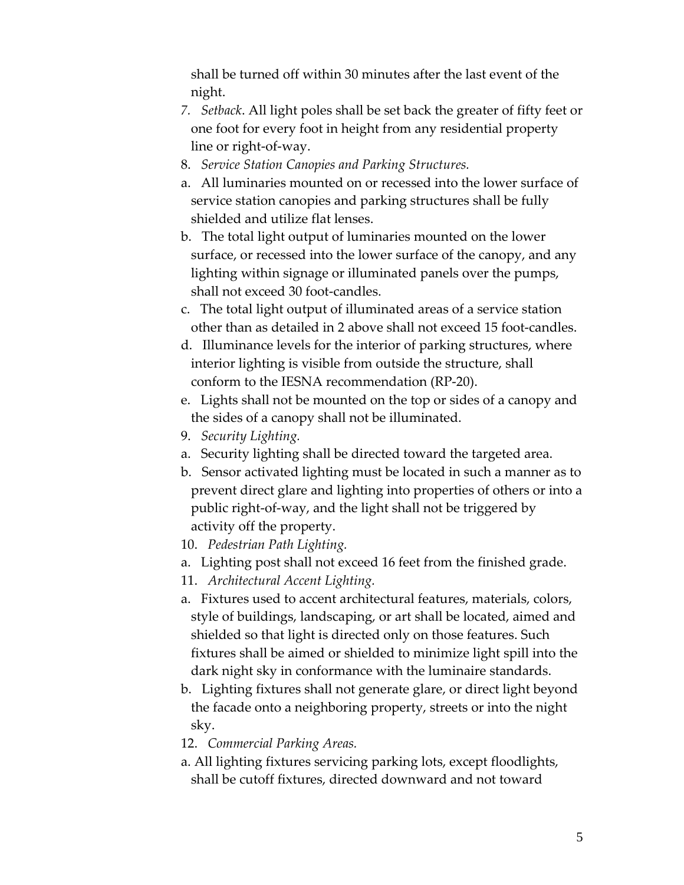shall be turned off within 30 minutes after the last event of the night.

7. *Setback*. All light poles shall be set back the greater of fifty feet or one foot for every foot in height from any residential property line or right-of-way.

8. *Service Station Canopies and Parking Structures.*

a. All luminaries mounted on or recessed into the lower surface of service station canopies and parking structures shall be fully shielded and utilize flat lenses.

b. The total light output of luminaries mounted on the lower surface, or recessed into the lower surface of the canopy, and any lighting within signage or illuminated panels over the pumps, shall not exceed 30 foot-candles.

c. The total light output of illuminated areas of a service station other than as detailed in 2 above shall not exceed 15 foot-candles.

d. Illuminance levels for the interior of parking structures, where interior lighting is visible from outside the structure, shall conform to the IESNA recommendation (RP-20).

e. Lights shall not be mounted on the top or sides of a canopy and the sides of a canopy shall not be illuminated.

9. *Security Lighting.*

a. Security lighting shall be directed toward the targeted area.

b. Sensor activated lighting must be located in such a manner as to prevent direct glare and lighting into properties of others or into a public right-of-way, and the light shall not be triggered by activity off the property.

10. *Pedestrian Path Lighting.*

a. Lighting post shall not exceed 16 feet from the finished grade.

11. *Architectural Accent Lighting.*

a. Fixtures used to accent architectural features, materials, colors, style of buildings, landscaping, or art shall be located, aimed and shielded so that light is directed only on those features. Such fixtures shall be aimed or shielded to minimize light spill into the dark night sky in conformance with the luminaire standards.

b. Lighting fixtures shall not generate glare, or direct light beyond the facade onto a neighboring property, streets or into the night sky.

12. *Commercial Parking Areas.*

a. All lighting fixtures servicing parking lots, except floodlights, shall be cutoff fixtures, directed downward and not toward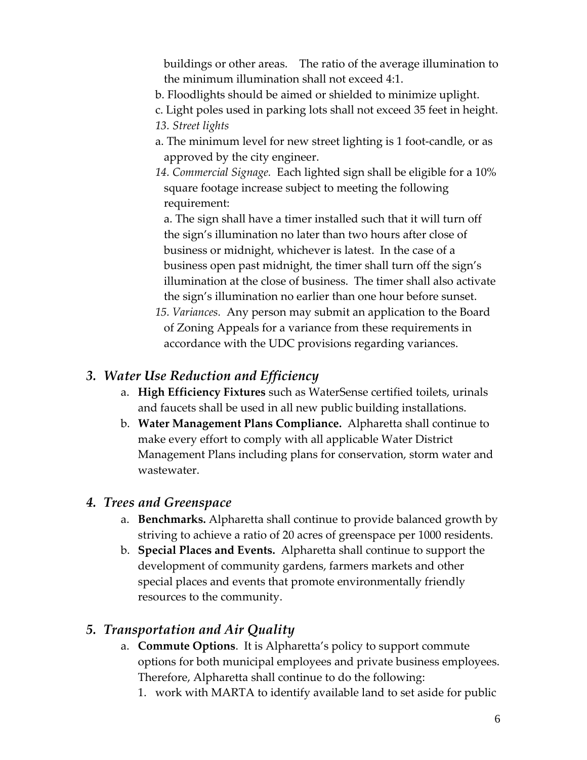buildings or other areas. The ratio of the average illumination to the minimum illumination shall not exceed 4:1.

b. Floodlights should be aimed or shielded to minimize uplight.

c. Light poles used in parking lots shall not exceed 35 feet in height.

*13. Street lights*

a. The minimum level for new street lighting is 1 foot-candle, or as approved by the city engineer.

*14. Commercial Signage.* Each lighted sign shall be eligible for a 10% square footage increase subject to meeting the following requirement:

a. The sign shall have a timer installed such that it will turn off the sign's illumination no later than two hours after close of business or midnight, whichever is latest. In the case of a business open past midnight, the timer shall turn off the sign's illumination at the close of business. The timer shall also activate the sign's illumination no earlier than one hour before sunset.

*15. Variances.* Any person may submit an application to the Board of Zoning Appeals for a variance from these requirements in accordance with the UDC provisions regarding variances.

## *3. Water Use Reduction and Efficiency*

a. **High Efficiency Fixtures** such as WaterSense certified toilets, urinals and faucets shall be used in all new public building installations.

b. **Water Management Plans Compliance.** Alpharetta shall continue to make every effort to comply with all applicable Water District Management Plans including plans for conservation, storm water and wastewater.

## *4. Trees and Greenspace*

a. **Benchmarks.** Alpharetta shall continue to provide balanced growth by striving to achieve a ratio of 20 acres of greenspace per 1000 residents.

b. **Special Places and Events.** Alpharetta shall continue to support the development of community gardens, farmers markets and other special places and events that promote environmentally friendly resources to the community.

## *5. Transportation and Air Quality*

a. **Commute Options**. It is Alpharetta's policy to support commute options for both municipal employees and private business employees. Therefore, Alpharetta shall continue to do the following:

1. work with MARTA to identify available land to set aside for public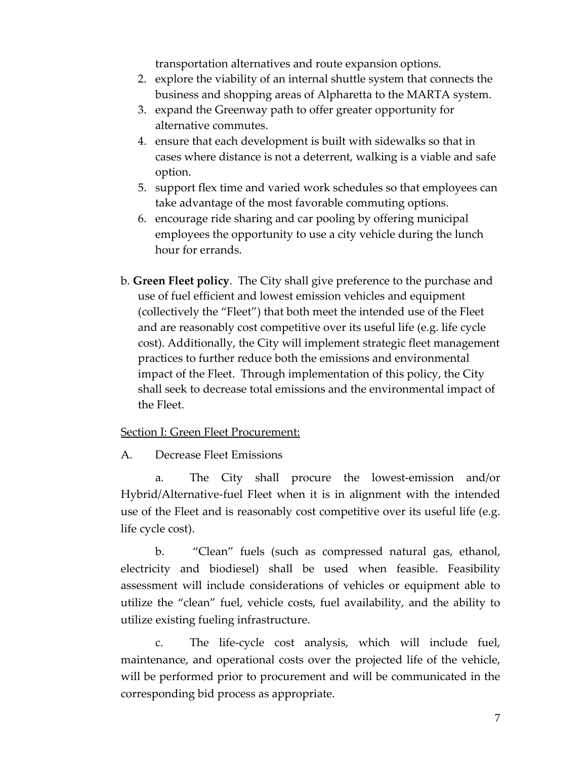transportation alternatives and route expansion options.

2. explore the viability of an internal shuttle system that connects the business and shopping areas of Alpharetta to the MARTA system.
3. expand the Greenway path to offer greater opportunity for alternative commutes.
4. ensure that each development is built with sidewalks so that in cases where distance is not a deterrent, walking is a viable and safe option.
5. support flex time and varied work schedules so that employees can take advantage of the most favorable commuting options.
6. encourage ride sharing and car pooling by offering municipal employees the opportunity to use a city vehicle during the lunch hour for errands.

b. **Green Fleet policy**. The City shall give preference to the purchase and use of fuel efficient and lowest emission vehicles and equipment (collectively the "Fleet") that both meet the intended use of the Fleet and are reasonably cost competitive over its useful life (e.g. life cycle cost). Additionally, the City will implement strategic fleet management practices to further reduce both the emissions and environmental impact of the Fleet. Through implementation of this policy, the City shall seek to decrease total emissions and the environmental impact of the Fleet.

<u>Section I: Green Fleet Procurement:</u>

A. Decrease Fleet Emissions

a. The City shall procure the lowest-emission and/or Hybrid/Alternative-fuel Fleet when it is in alignment with the intended use of the Fleet and is reasonably cost competitive over its useful life (e.g. life cycle cost).

b. "Clean" fuels (such as compressed natural gas, ethanol, electricity and biodiesel) shall be used when feasible. Feasibility assessment will include considerations of vehicles or equipment able to utilize the "clean" fuel, vehicle costs, fuel availability, and the ability to utilize existing fueling infrastructure.

c. The life-cycle cost analysis, which will include fuel, maintenance, and operational costs over the projected life of the vehicle, will be performed prior to procurement and will be communicated in the corresponding bid process as appropriate.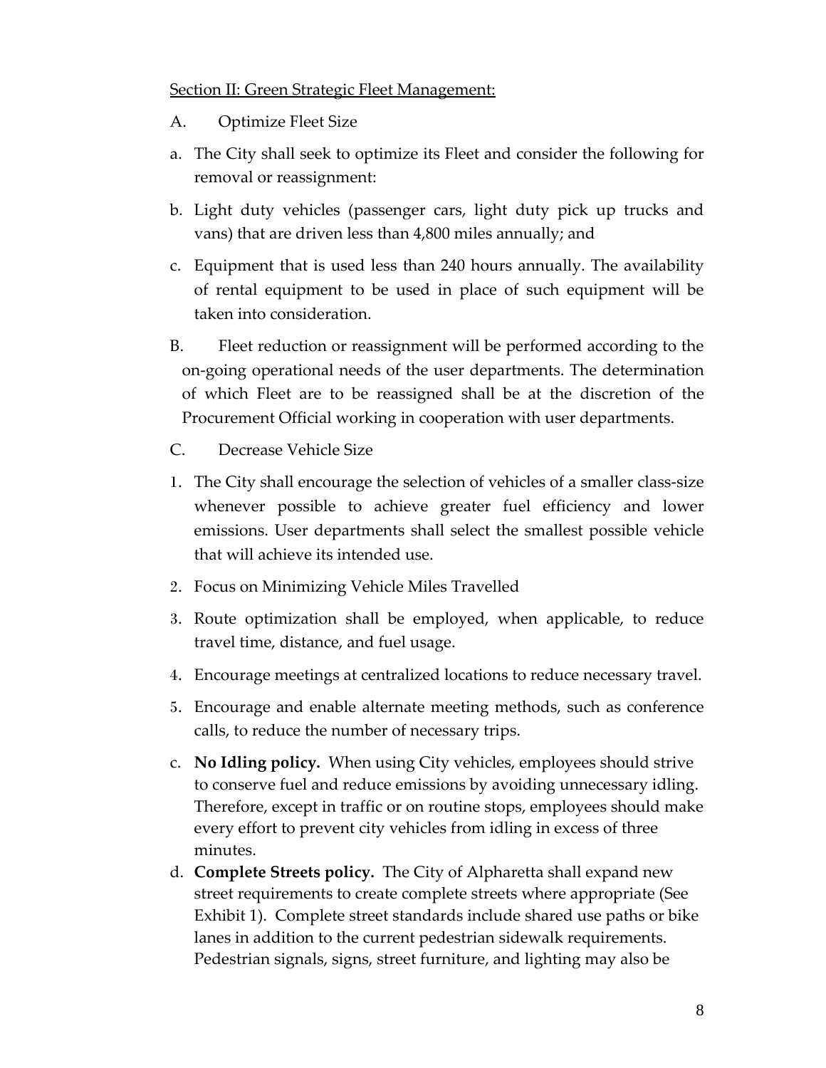<u>Section II: Green Strategic Fleet Management:</u>

A. Optimize Fleet Size

a. The City shall seek to optimize its Fleet and consider the following for removal or reassignment:

b. Light duty vehicles (passenger cars, light duty pick up trucks and vans) that are driven less than 4,800 miles annually; and

c. Equipment that is used less than 240 hours annually. The availability of rental equipment to be used in place of such equipment will be taken into consideration.

B. Fleet reduction or reassignment will be performed according to the on-going operational needs of the user departments. The determination of which Fleet are to be reassigned shall be at the discretion of the Procurement Official working in cooperation with user departments.

C. Decrease Vehicle Size

1. The City shall encourage the selection of vehicles of a smaller class-size whenever possible to achieve greater fuel efficiency and lower emissions. User departments shall select the smallest possible vehicle that will achieve its intended use.
2. Focus on Minimizing Vehicle Miles Travelled
3. Route optimization shall be employed, when applicable, to reduce travel time, distance, and fuel usage.
4. Encourage meetings at centralized locations to reduce necessary travel.
5. Encourage and enable alternate meeting methods, such as conference calls, to reduce the number of necessary trips.

c. **No Idling policy.** When using City vehicles, employees should strive to conserve fuel and reduce emissions by avoiding unnecessary idling. Therefore, except in traffic or on routine stops, employees should make every effort to prevent city vehicles from idling in excess of three minutes.

d. **Complete Streets policy.** The City of Alpharetta shall expand new street requirements to create complete streets where appropriate (See Exhibit 1). Complete street standards include shared use paths or bike lanes in addition to the current pedestrian sidewalk requirements. Pedestrian signals, signs, street furniture, and lighting may also be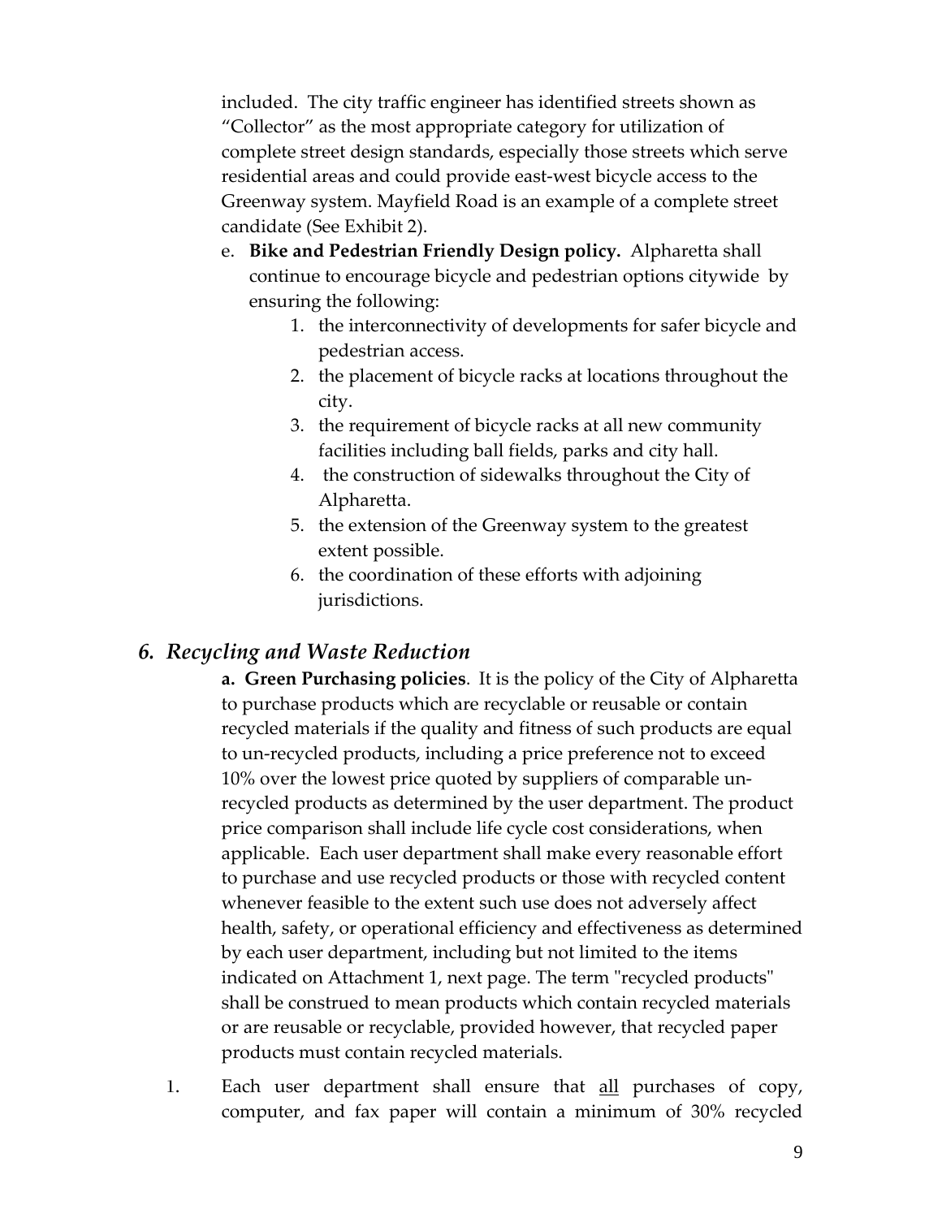included. The city traffic engineer has identified streets shown as "Collector" as the most appropriate category for utilization of complete street design standards, especially those streets which serve residential areas and could provide east-west bicycle access to the Greenway system. Mayfield Road is an example of a complete street candidate (See Exhibit 2).

e. **Bike and Pedestrian Friendly Design policy.** Alpharetta shall continue to encourage bicycle and pedestrian options citywide by ensuring the following:
   1. the interconnectivity of developments for safer bicycle and pedestrian access.
   2. the placement of bicycle racks at locations throughout the city.
   3. the requirement of bicycle racks at all new community facilities including ball fields, parks and city hall.
   4. the construction of sidewalks throughout the City of Alpharetta.
   5. the extension of the Greenway system to the greatest extent possible.
   6. the coordination of these efforts with adjoining jurisdictions.

## *6. Recycling and Waste Reduction*

**a. Green Purchasing policies**. It is the policy of the City of Alpharetta to purchase products which are recyclable or reusable or contain recycled materials if the quality and fitness of such products are equal to un-recycled products, including a price preference not to exceed 10% over the lowest price quoted by suppliers of comparable un-recycled products as determined by the user department. The product price comparison shall include life cycle cost considerations, when applicable. Each user department shall make every reasonable effort to purchase and use recycled products or those with recycled content whenever feasible to the extent such use does not adversely affect health, safety, or operational efficiency and effectiveness as determined by each user department, including but not limited to the items indicated on Attachment 1, next page. The term "recycled products" shall be construed to mean products which contain recycled materials or are reusable or recyclable, provided however, that recycled paper products must contain recycled materials.

1. Each user department shall ensure that <u>all</u> purchases of copy, computer, and fax paper will contain a minimum of 30% recycled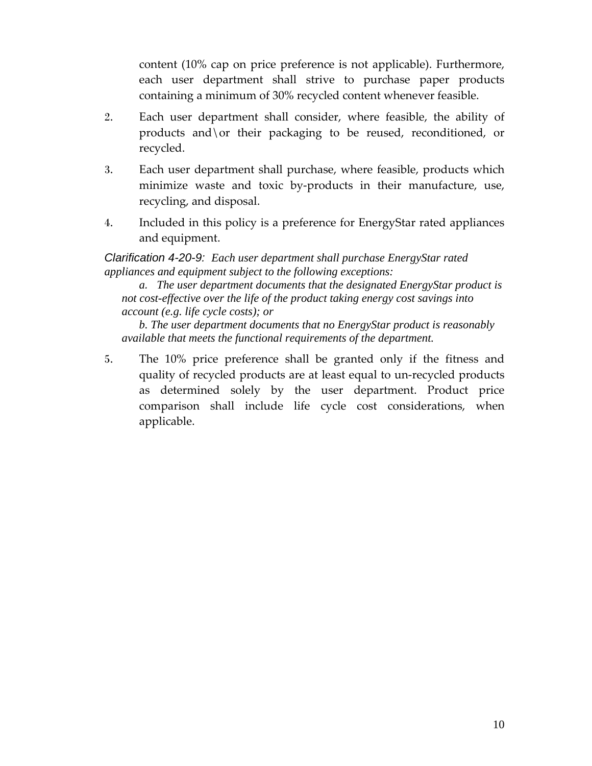content (10% cap on price preference is not applicable). Furthermore, each user department shall strive to purchase paper products containing a minimum of 30% recycled content whenever feasible.

2. Each user department shall consider, where feasible, the ability of products and\or their packaging to be reused, reconditioned, or recycled.

3. Each user department shall purchase, where feasible, products which minimize waste and toxic by-products in their manufacture, use, recycling, and disposal.

4. Included in this policy is a preference for EnergyStar rated appliances and equipment.

*Clarification 4-20-9: Each user department shall purchase EnergyStar rated appliances and equipment subject to the following exceptions:*

*a. The user department documents that the designated EnergyStar product is not cost-effective over the life of the product taking energy cost savings into account (e.g. life cycle costs); or*

*b. The user department documents that no EnergyStar product is reasonably available that meets the functional requirements of the department.*

5. The 10% price preference shall be granted only if the fitness and quality of recycled products are at least equal to un-recycled products as determined solely by the user department. Product price comparison shall include life cycle cost considerations, when applicable.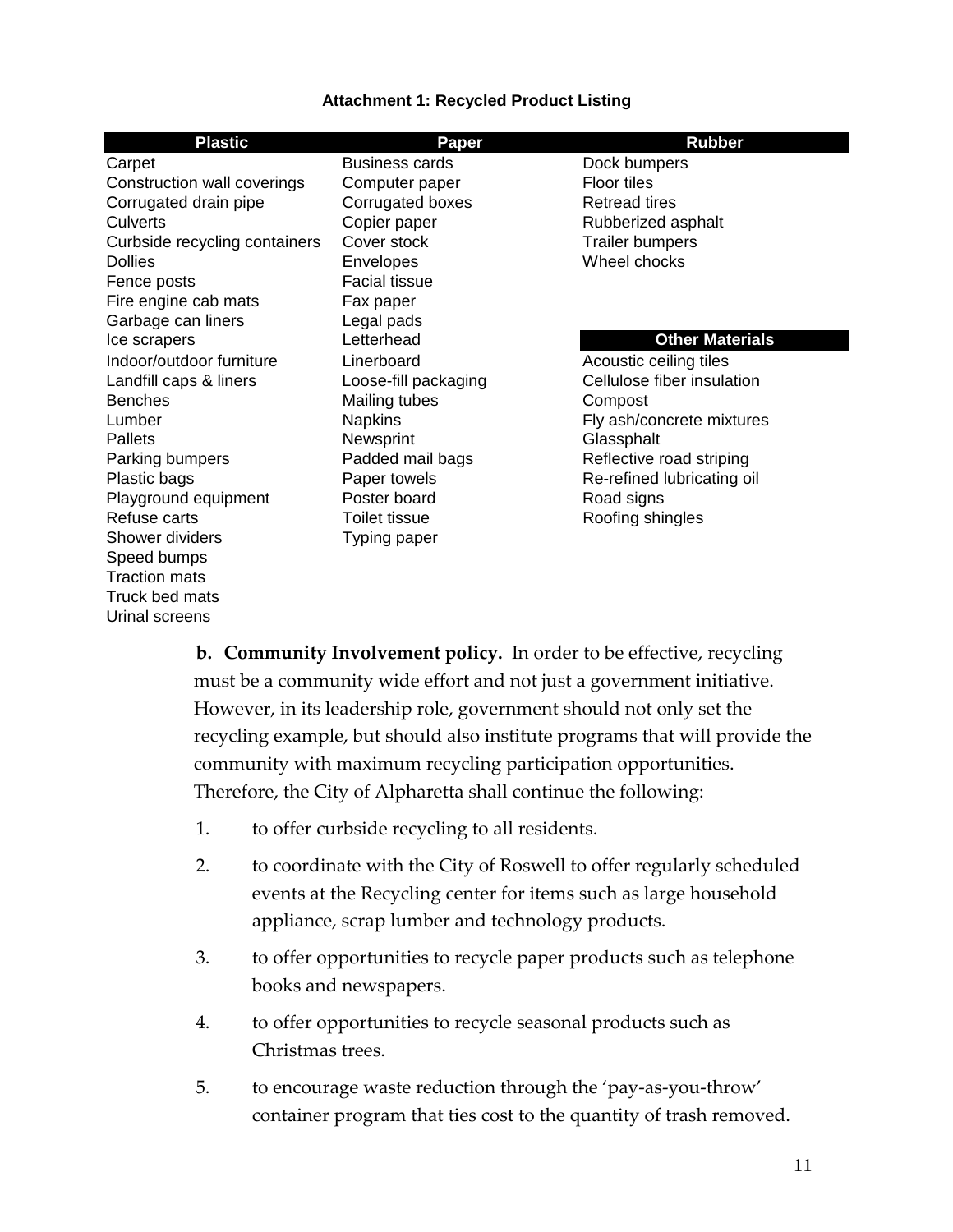**Attachment 1: Recycled Product Listing**

| Plastic | Paper | Rubber |
|---|---|---|
| Carpet | Business cards | Dock bumpers |
| Construction wall coverings | Computer paper | Floor tiles |
| Corrugated drain pipe | Corrugated boxes | Retread tires |
| Culverts | Copier paper | Rubberized asphalt |
| Curbside recycling containers | Cover stock | Trailer bumpers |
| Dollies | Envelopes | Wheel chocks |
| Fence posts | Facial tissue | |
| Fire engine cab mats | Fax paper | |
| Garbage can liners | Legal pads | |
| Ice scrapers | Letterhead | **Other Materials** |
| Indoor/outdoor furniture | Linerboard | Acoustic ceiling tiles |
| Landfill caps & liners | Loose-fill packaging | Cellulose fiber insulation |
| Benches | Mailing tubes | Compost |
| Lumber | Napkins | Fly ash/concrete mixtures |
| Pallets | Newsprint | Glassphalt |
| Parking bumpers | Padded mail bags | Reflective road striping |
| Plastic bags | Paper towels | Re-refined lubricating oil |
| Playground equipment | Poster board | Road signs |
| Refuse carts | Toilet tissue | Roofing shingles |
| Shower dividers | Typing paper | |
| Speed bumps | | |
| Traction mats | | |
| Truck bed mats | | |
| Urinal screens | | |

**b. Community Involvement policy.** In order to be effective, recycling must be a community wide effort and not just a government initiative. However, in its leadership role, government should not only set the recycling example, but should also institute programs that will provide the community with maximum recycling participation opportunities. Therefore, the City of Alpharetta shall continue the following:

1. to offer curbside recycling to all residents.
2. to coordinate with the City of Roswell to offer regularly scheduled events at the Recycling center for items such as large household appliance, scrap lumber and technology products.
3. to offer opportunities to recycle paper products such as telephone books and newspapers.
4. to offer opportunities to recycle seasonal products such as Christmas trees.
5. to encourage waste reduction through the 'pay-as-you-throw' container program that ties cost to the quantity of trash removed.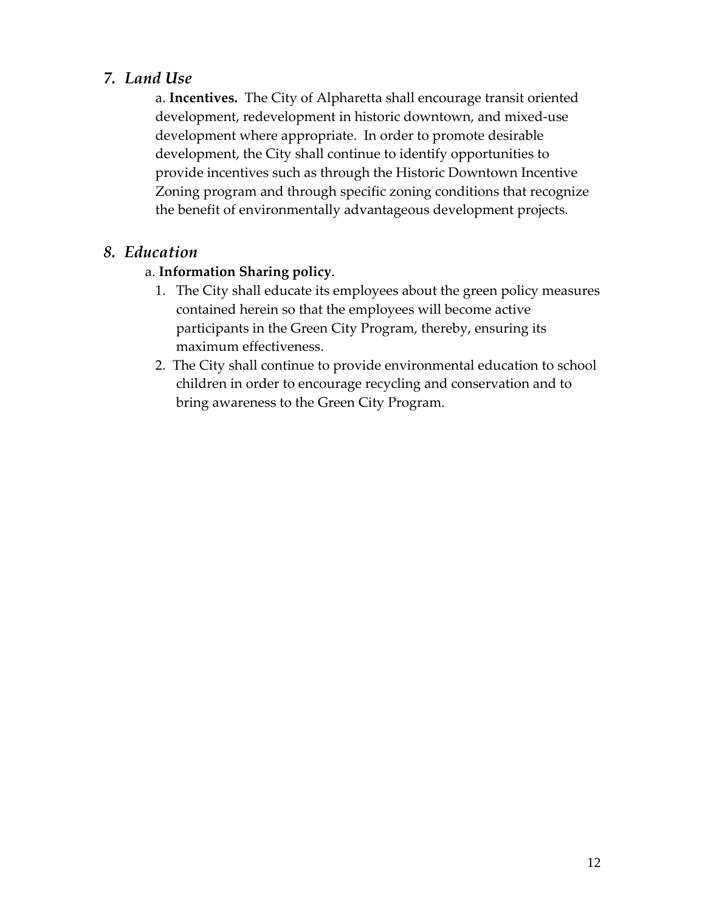## *7. Land Use*

a. **Incentives.** The City of Alpharetta shall encourage transit oriented development, redevelopment in historic downtown, and mixed-use development where appropriate. In order to promote desirable development, the City shall continue to identify opportunities to provide incentives such as through the Historic Downtown Incentive Zoning program and through specific zoning conditions that recognize the benefit of environmentally advantageous development projects.

## *8. Education*

a. **Information Sharing policy**.

1. The City shall educate its employees about the green policy measures contained herein so that the employees will become active participants in the Green City Program, thereby, ensuring its maximum effectiveness.
2. The City shall continue to provide environmental education to school children in order to encourage recycling and conservation and to bring awareness to the Green City Program.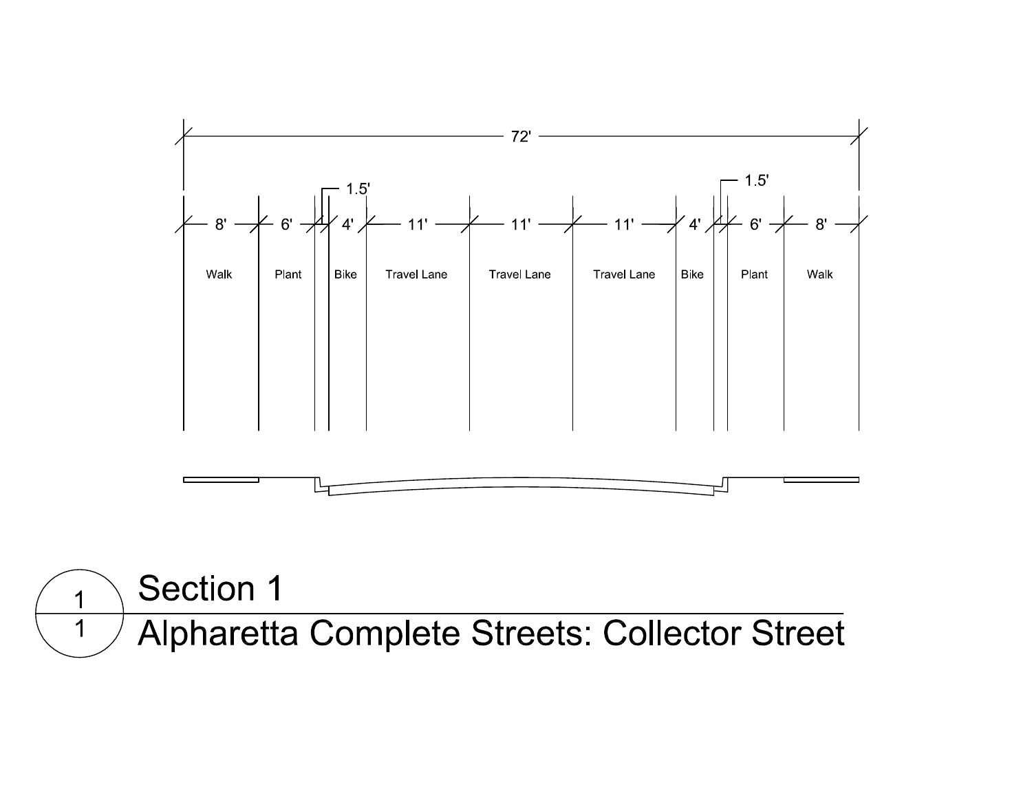72'

| 8' | 6' | 1.5' | 4' | 11' | 11' | 11' | 4' | 1.5' | 6' | 8' |
|---|---|---|---|---|---|---|---|---|---|---|
| Walk | Plant | | Bike | Travel Lane | Travel Lane | Travel Lane | Bike | | Plant | Walk |

## 1/1 Section 1

## Alpharetta Complete Streets: Collector Street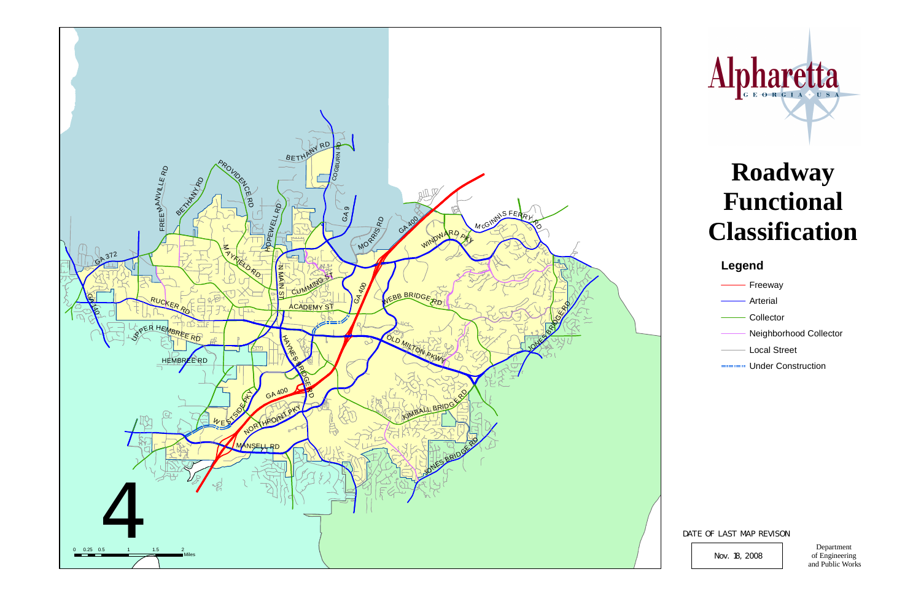# Alpharetta

GEORGIA · USA

# Roadway Functional Classification

## Legend

- Freeway
- Arterial
- Collector
- Neighborhood Collector
- Local Street
- Under Construction

4

0 0.25 0.5 1 1.5 2 Miles

BETHANY RD
COGBURN RD
PROVIDENCE RD
FREEMANVILLE RD
BETHANY RD
HOPEWELL RD
GA 9
MORRIS RD
GA 400
MCGINNIS FERRY RD
WINDWARD PKY
GA 372
MAYFIELD RD
N MAIN ST
CUMMING ST
GA 400
WEBB BRIDGE RD
GA 140
RUCKER RD
ACADEMY ST
UPPER HEMBREE RD
OLD MILTON PKWY
JONES BRIDGE RD
HEMBREE RD
HAYNES BRIDGE RD
GA 400
WESTSIDE PKY
NORTHPOINT PKY
KIMBALL BRIDGE RD
MANSELL RD
JONES BRIDGE RD

DATE OF LAST MAP REVISON

Nov. 18, 2008

Department of Engineering and Public Works